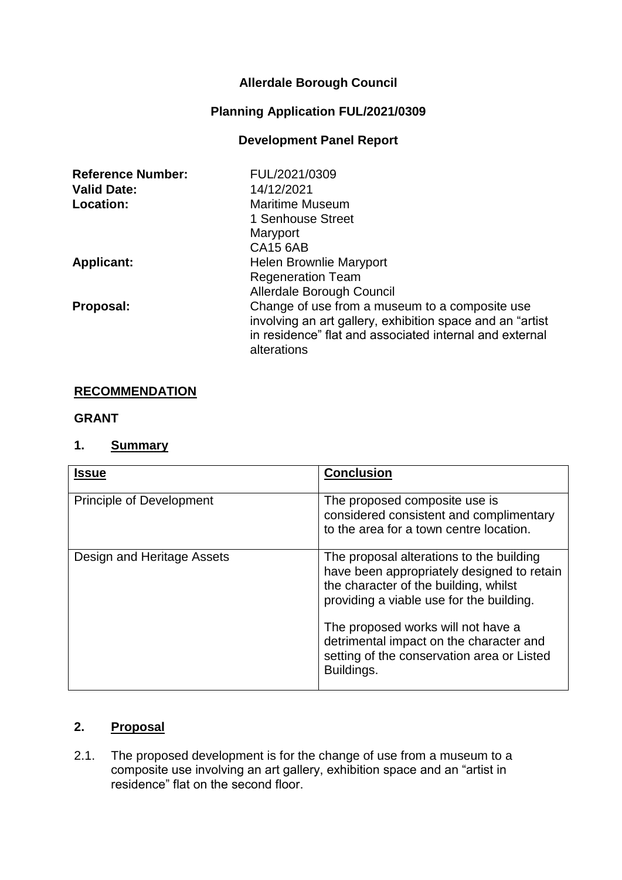**Allerdale Borough Council**

**Planning Application FUL/2021/0309**

**Development Panel Report**

| | |
|---|---|
| **Reference Number:** | FUL/2021/0309 |
| **Valid Date:** | 14/12/2021 |
| **Location:** | Maritime Museum<br>1 Senhouse Street<br>Maryport<br>CA15 6AB |
| **Applicant:** | Helen Brownlie Maryport<br>Regeneration Team<br>Allerdale Borough Council |
| **Proposal:** | Change of use from a museum to a composite use involving an art gallery, exhibition space and an “artist in residence” flat and associated internal and external alterations |

## RECOMMENDATION

**GRANT**

## 1. Summary

| Issue | Conclusion |
|---|---|
| Principle of Development | The proposed composite use is considered consistent and complimentary to the area for a town centre location. |
| Design and Heritage Assets | The proposal alterations to the building have been appropriately designed to retain the character of the building, whilst providing a viable use for the building.<br><br>The proposed works will not have a detrimental impact on the character and setting of the conservation area or Listed Buildings. |

## 2. Proposal

2.1. The proposed development is for the change of use from a museum to a composite use involving an art gallery, exhibition space and an “artist in residence” flat on the second floor.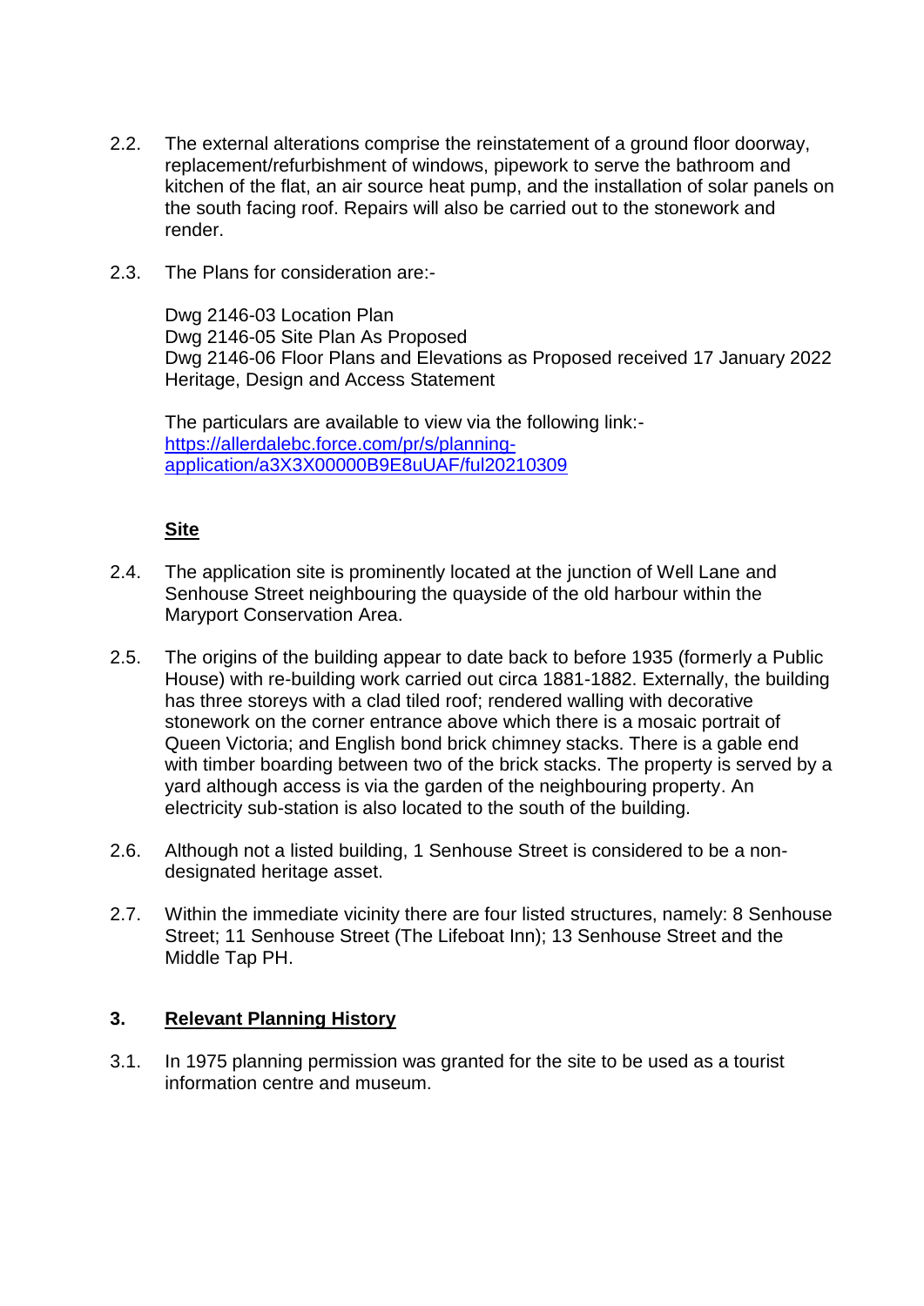2.2. The external alterations comprise the reinstatement of a ground floor doorway, replacement/refurbishment of windows, pipework to serve the bathroom and kitchen of the flat, an air source heat pump, and the installation of solar panels on the south facing roof. Repairs will also be carried out to the stonework and render.

2.3. The Plans for consideration are:-

Dwg 2146-03 Location Plan
Dwg 2146-05 Site Plan As Proposed
Dwg 2146-06 Floor Plans and Elevations as Proposed received 17 January 2022
Heritage, Design and Access Statement

The particulars are available to view via the following link:- [https://allerdalebc.force.com/pr/s/planning-application/a3X3X00000B9E8uUAF/ful20210309](https://allerdalebc.force.com/pr/s/planning-application/a3X3X00000B9E8uUAF/ful20210309)

**Site**

2.4. The application site is prominently located at the junction of Well Lane and Senhouse Street neighbouring the quayside of the old harbour within the Maryport Conservation Area.

2.5. The origins of the building appear to date back to before 1935 (formerly a Public House) with re-building work carried out circa 1881-1882. Externally, the building has three storeys with a clad tiled roof; rendered walling with decorative stonework on the corner entrance above which there is a mosaic portrait of Queen Victoria; and English bond brick chimney stacks. There is a gable end with timber boarding between two of the brick stacks. The property is served by a yard although access is via the garden of the neighbouring property. An electricity sub-station is also located to the south of the building.

2.6. Although not a listed building, 1 Senhouse Street is considered to be a non-designated heritage asset.

2.7. Within the immediate vicinity there are four listed structures, namely: 8 Senhouse Street; 11 Senhouse Street (The Lifeboat Inn); 13 Senhouse Street and the Middle Tap PH.

## 3. Relevant Planning History

3.1. In 1975 planning permission was granted for the site to be used as a tourist information centre and museum.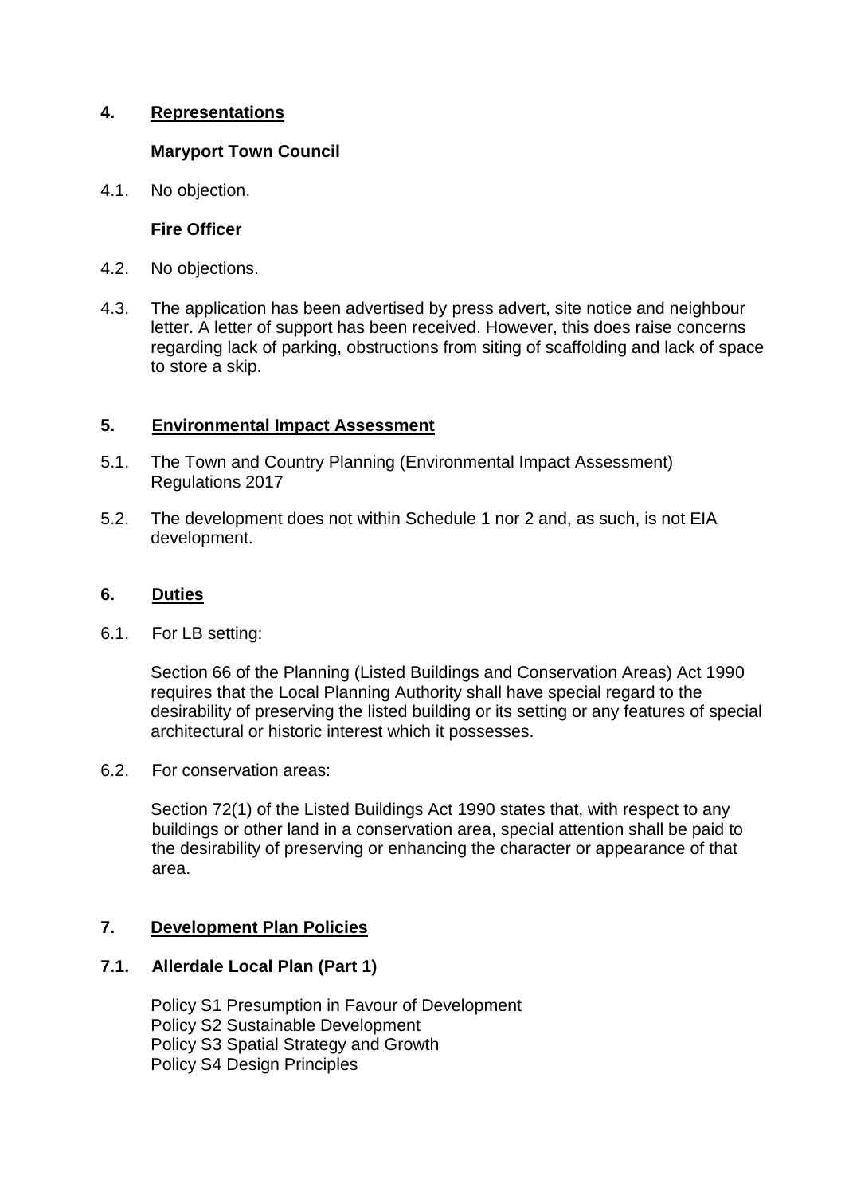## 4. Representations

**Maryport Town Council**

4.1. No objection.

**Fire Officer**

4.2. No objections.

4.3. The application has been advertised by press advert, site notice and neighbour letter. A letter of support has been received. However, this does raise concerns regarding lack of parking, obstructions from siting of scaffolding and lack of space to store a skip.

## 5. Environmental Impact Assessment

5.1. The Town and Country Planning (Environmental Impact Assessment) Regulations 2017

5.2. The development does not within Schedule 1 nor 2 and, as such, is not EIA development.

## 6. Duties

6.1. For LB setting:

Section 66 of the Planning (Listed Buildings and Conservation Areas) Act 1990 requires that the Local Planning Authority shall have special regard to the desirability of preserving the listed building or its setting or any features of special architectural or historic interest which it possesses.

6.2. For conservation areas:

Section 72(1) of the Listed Buildings Act 1990 states that, with respect to any buildings or other land in a conservation area, special attention shall be paid to the desirability of preserving or enhancing the character or appearance of that area.

## 7. Development Plan Policies

### 7.1. Allerdale Local Plan (Part 1)

Policy S1 Presumption in Favour of Development
Policy S2 Sustainable Development
Policy S3 Spatial Strategy and Growth
Policy S4 Design Principles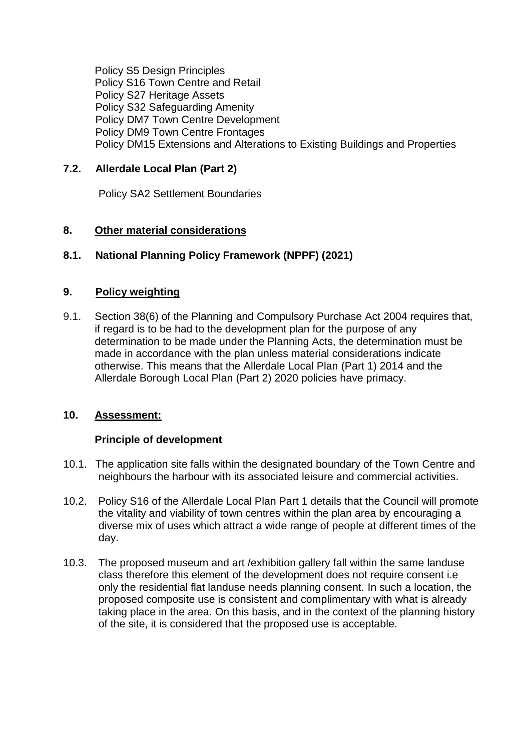Policy S5 Design Principles
Policy S16 Town Centre and Retail
Policy S27 Heritage Assets
Policy S32 Safeguarding Amenity
Policy DM7 Town Centre Development
Policy DM9 Town Centre Frontages
Policy DM15 Extensions and Alterations to Existing Buildings and Properties

**7.2. Allerdale Local Plan (Part 2)**

Policy SA2 Settlement Boundaries

## 8. Other material considerations

**8.1. National Planning Policy Framework (NPPF) (2021)**

## 9. Policy weighting

9.1. Section 38(6) of the Planning and Compulsory Purchase Act 2004 requires that, if regard is to be had to the development plan for the purpose of any determination to be made under the Planning Acts, the determination must be made in accordance with the plan unless material considerations indicate otherwise. This means that the Allerdale Local Plan (Part 1) 2014 and the Allerdale Borough Local Plan (Part 2) 2020 policies have primacy.

## 10. Assessment:

**Principle of development**

10.1. The application site falls within the designated boundary of the Town Centre and neighbours the harbour with its associated leisure and commercial activities.

10.2. Policy S16 of the Allerdale Local Plan Part 1 details that the Council will promote the vitality and viability of town centres within the plan area by encouraging a diverse mix of uses which attract a wide range of people at different times of the day.

10.3. The proposed museum and art /exhibition gallery fall within the same landuse class therefore this element of the development does not require consent i.e only the residential flat landuse needs planning consent. In such a location, the proposed composite use is consistent and complimentary with what is already taking place in the area. On this basis, and in the context of the planning history of the site, it is considered that the proposed use is acceptable.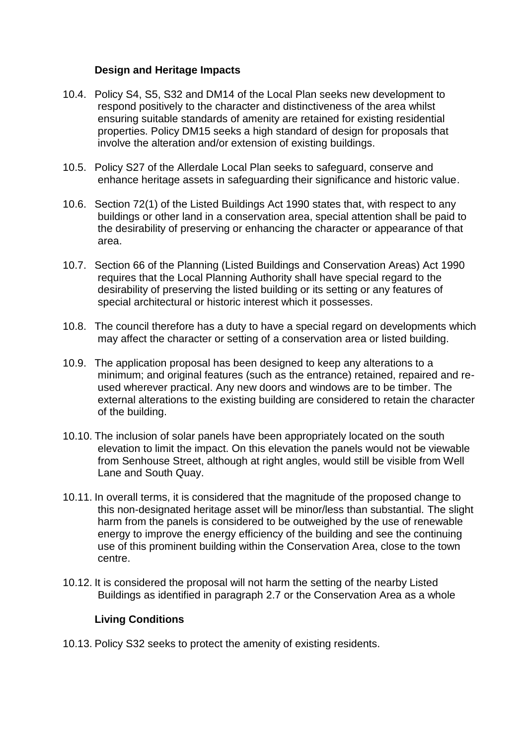### Design and Heritage Impacts

10.4. Policy S4, S5, S32 and DM14 of the Local Plan seeks new development to respond positively to the character and distinctiveness of the area whilst ensuring suitable standards of amenity are retained for existing residential properties. Policy DM15 seeks a high standard of design for proposals that involve the alteration and/or extension of existing buildings.

10.5. Policy S27 of the Allerdale Local Plan seeks to safeguard, conserve and enhance heritage assets in safeguarding their significance and historic value.

10.6. Section 72(1) of the Listed Buildings Act 1990 states that, with respect to any buildings or other land in a conservation area, special attention shall be paid to the desirability of preserving or enhancing the character or appearance of that area.

10.7. Section 66 of the Planning (Listed Buildings and Conservation Areas) Act 1990 requires that the Local Planning Authority shall have special regard to the desirability of preserving the listed building or its setting or any features of special architectural or historic interest which it possesses.

10.8. The council therefore has a duty to have a special regard on developments which may affect the character or setting of a conservation area or listed building.

10.9. The application proposal has been designed to keep any alterations to a minimum; and original features (such as the entrance) retained, repaired and re-used wherever practical. Any new doors and windows are to be timber. The external alterations to the existing building are considered to retain the character of the building.

10.10. The inclusion of solar panels have been appropriately located on the south elevation to limit the impact. On this elevation the panels would not be viewable from Senhouse Street, although at right angles, would still be visible from Well Lane and South Quay.

10.11. In overall terms, it is considered that the magnitude of the proposed change to this non-designated heritage asset will be minor/less than substantial. The slight harm from the panels is considered to be outweighed by the use of renewable energy to improve the energy efficiency of the building and see the continuing use of this prominent building within the Conservation Area, close to the town centre.

10.12. It is considered the proposal will not harm the setting of the nearby Listed Buildings as identified in paragraph 2.7 or the Conservation Area as a whole

### Living Conditions

10.13. Policy S32 seeks to protect the amenity of existing residents.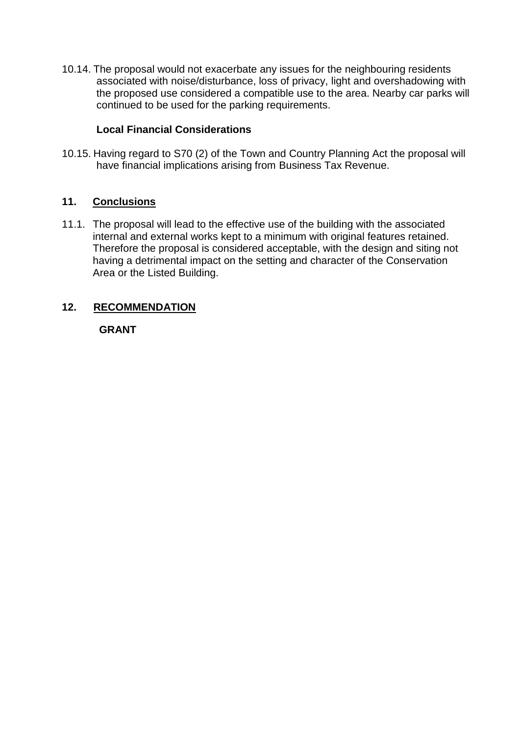10.14. The proposal would not exacerbate any issues for the neighbouring residents associated with noise/disturbance, loss of privacy, light and overshadowing with the proposed use considered a compatible use to the area. Nearby car parks will continued to be used for the parking requirements.

**Local Financial Considerations**

10.15. Having regard to S70 (2) of the Town and Country Planning Act the proposal will have financial implications arising from Business Tax Revenue.

## 11. Conclusions

11.1. The proposal will lead to the effective use of the building with the associated internal and external works kept to a minimum with original features retained. Therefore the proposal is considered acceptable, with the design and siting not having a detrimental impact on the setting and character of the Conservation Area or the Listed Building.

## 12. RECOMMENDATION

**GRANT**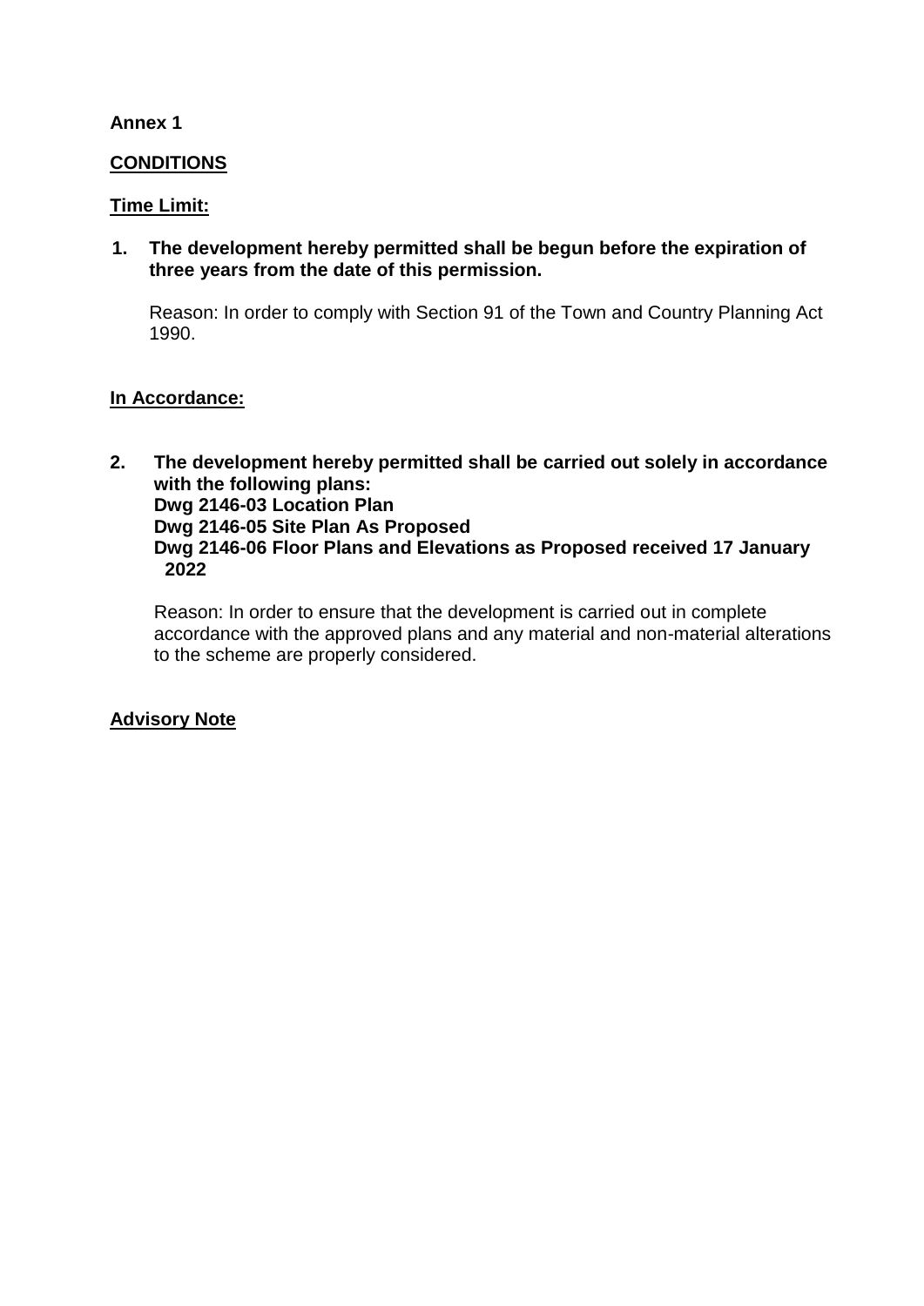**Annex 1**

**CONDITIONS**

**Time Limit:**

1. **The development hereby permitted shall be begun before the expiration of three years from the date of this permission.**

   Reason: In order to comply with Section 91 of the Town and Country Planning Act 1990.

**In Accordance:**

2. **The development hereby permitted shall be carried out solely in accordance with the following plans:**
   **Dwg 2146-03 Location Plan**
   **Dwg 2146-05 Site Plan As Proposed**
   **Dwg 2146-06 Floor Plans and Elevations as Proposed received 17 January 2022**

   Reason: In order to ensure that the development is carried out in complete accordance with the approved plans and any material and non-material alterations to the scheme are properly considered.

**Advisory Note**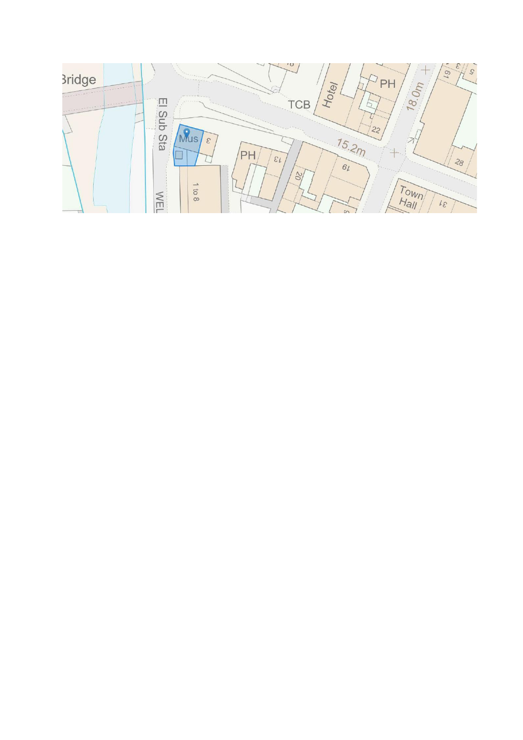Bridge

El Sub Sta

WEL

Mus

3

1 to 8

PH

13

20

19

TCB

Hotel

PH

22

15.2m

18.0m

19

3

5

28

Town Hall

31